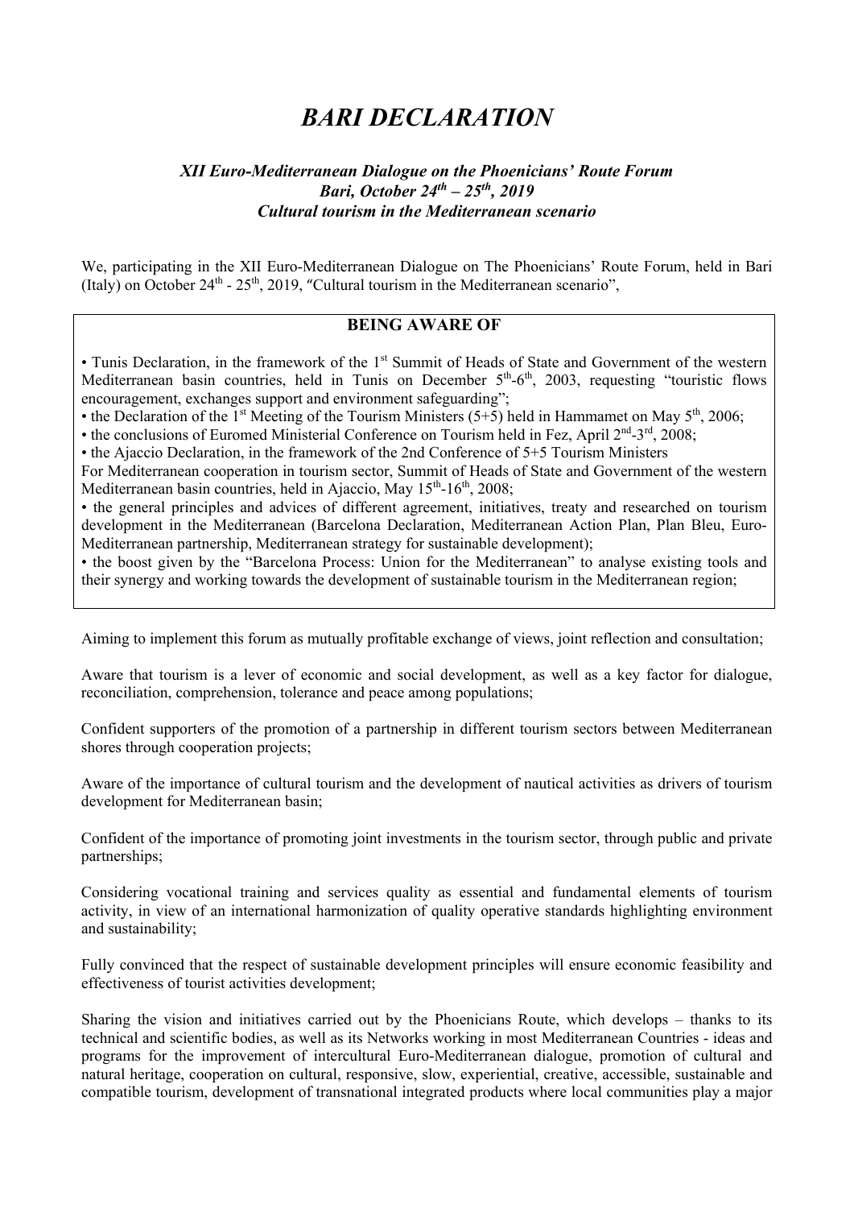# *BARI DECLARATION*

***XII Euro-Mediterranean Dialogue on the Phoenicians' Route Forum***
***Bari, October 24th – 25th, 2019***
***Cultural tourism in the Mediterranean scenario***

We, participating in the XII Euro-Mediterranean Dialogue on The Phoenicians' Route Forum, held in Bari (Italy) on October 24th - 25th, 2019, "Cultural tourism in the Mediterranean scenario",

**BEING AWARE OF**

• Tunis Declaration, in the framework of the 1st Summit of Heads of State and Government of the western Mediterranean basin countries, held in Tunis on December 5th-6th, 2003, requesting "touristic flows encouragement, exchanges support and environment safeguarding";
• the Declaration of the 1st Meeting of the Tourism Ministers (5+5) held in Hammamet on May 5th, 2006;
• the conclusions of Euromed Ministerial Conference on Tourism held in Fez, April 2nd-3rd, 2008;
• the Ajaccio Declaration, in the framework of the 2nd Conference of 5+5 Tourism Ministers
For Mediterranean cooperation in tourism sector, Summit of Heads of State and Government of the western Mediterranean basin countries, held in Ajaccio, May 15th-16th, 2008;
• the general principles and advices of different agreement, initiatives, treaty and researched on tourism development in the Mediterranean (Barcelona Declaration, Mediterranean Action Plan, Plan Bleu, Euro-Mediterranean partnership, Mediterranean strategy for sustainable development);
• the boost given by the "Barcelona Process: Union for the Mediterranean" to analyse existing tools and their synergy and working towards the development of sustainable tourism in the Mediterranean region;

Aiming to implement this forum as mutually profitable exchange of views, joint reflection and consultation;

Aware that tourism is a lever of economic and social development, as well as a key factor for dialogue, reconciliation, comprehension, tolerance and peace among populations;

Confident supporters of the promotion of a partnership in different tourism sectors between Mediterranean shores through cooperation projects;

Aware of the importance of cultural tourism and the development of nautical activities as drivers of tourism development for Mediterranean basin;

Confident of the importance of promoting joint investments in the tourism sector, through public and private partnerships;

Considering vocational training and services quality as essential and fundamental elements of tourism activity, in view of an international harmonization of quality operative standards highlighting environment and sustainability;

Fully convinced that the respect of sustainable development principles will ensure economic feasibility and effectiveness of tourist activities development;

Sharing the vision and initiatives carried out by the Phoenicians Route, which develops – thanks to its technical and scientific bodies, as well as its Networks working in most Mediterranean Countries - ideas and programs for the improvement of intercultural Euro-Mediterranean dialogue, promotion of cultural and natural heritage, cooperation on cultural, responsive, slow, experiential, creative, accessible, sustainable and compatible tourism, development of transnational integrated products where local communities play a major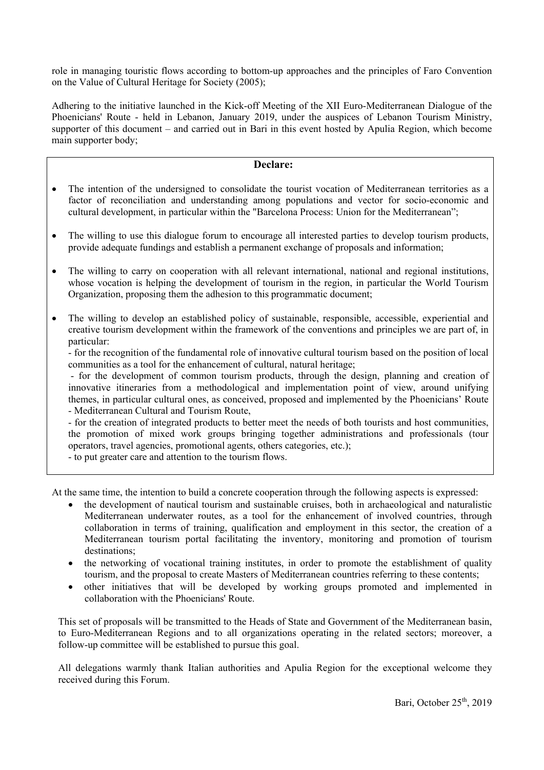role in managing touristic flows according to bottom-up approaches and the principles of Faro Convention on the Value of Cultural Heritage for Society (2005);

Adhering to the initiative launched in the Kick-off Meeting of the XII Euro-Mediterranean Dialogue of the Phoenicians' Route - held in Lebanon, January 2019, under the auspices of Lebanon Tourism Ministry, supporter of this document – and carried out in Bari in this event hosted by Apulia Region, which become main supporter body;

**Declare:**

- The intention of the undersigned to consolidate the tourist vocation of Mediterranean territories as a factor of reconciliation and understanding among populations and vector for socio-economic and cultural development, in particular within the "Barcelona Process: Union for the Mediterranean";
- The willing to use this dialogue forum to encourage all interested parties to develop tourism products, provide adequate fundings and establish a permanent exchange of proposals and information;
- The willing to carry on cooperation with all relevant international, national and regional institutions, whose vocation is helping the development of tourism in the region, in particular the World Tourism Organization, proposing them the adhesion to this programmatic document;
- The willing to develop an established policy of sustainable, responsible, accessible, experiential and creative tourism development within the framework of the conventions and principles we are part of, in particular:
  - for the recognition of the fundamental role of innovative cultural tourism based on the position of local communities as a tool for the enhancement of cultural, natural heritage;
  - for the development of common tourism products, through the design, planning and creation of innovative itineraries from a methodological and implementation point of view, around unifying themes, in particular cultural ones, as conceived, proposed and implemented by the Phoenicians' Route - Mediterranean Cultural and Tourism Route,
  - for the creation of integrated products to better meet the needs of both tourists and host communities, the promotion of mixed work groups bringing together administrations and professionals (tour operators, travel agencies, promotional agents, others categories, etc.);
  - to put greater care and attention to the tourism flows.

At the same time, the intention to build a concrete cooperation through the following aspects is expressed:

- the development of nautical tourism and sustainable cruises, both in archaeological and naturalistic Mediterranean underwater routes, as a tool for the enhancement of involved countries, through collaboration in terms of training, qualification and employment in this sector, the creation of a Mediterranean tourism portal facilitating the inventory, monitoring and promotion of tourism destinations;
- the networking of vocational training institutes, in order to promote the establishment of quality tourism, and the proposal to create Masters of Mediterranean countries referring to these contents;
- other initiatives that will be developed by working groups promoted and implemented in collaboration with the Phoenicians' Route.

This set of proposals will be transmitted to the Heads of State and Government of the Mediterranean basin, to Euro-Mediterranean Regions and to all organizations operating in the related sectors; moreover, a follow-up committee will be established to pursue this goal.

All delegations warmly thank Italian authorities and Apulia Region for the exceptional welcome they received during this Forum.

Bari, October 25th, 2019